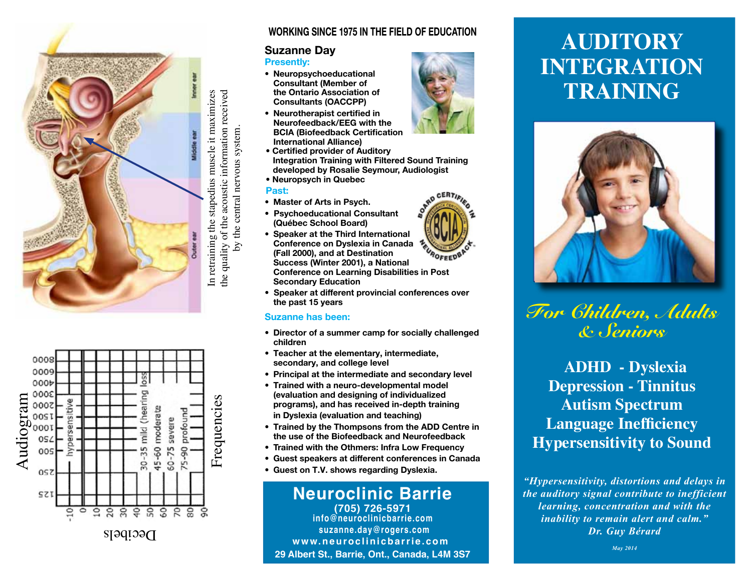# AUDITORY INTEGRATION TRAINING

*For Children, Adults & Seniors*

**ADHD - Dyslexia**
**Depression - Tinnitus**
**Autism Spectrum**
**Language Inefficiency**
**Hypersensitivity to Sound**

*"Hypersensitivity, distortions and delays in the auditory signal contribute to inefficient learning, concentration and with the inability to remain alert and calm."*
*Dr. Guy Bérard*

*May 2014*

Inner ear
Middle ear
Outer ear

In retraining the stapedius muscle it maximizes the quality of the acoustic information received by the central nervous system.

Audiogram

Frequencies: 125, 250, 500, 750, 1000, 1500, 2000, 3000, 4000, 6000, 8000

Decibels: -10, 0, 10, 20, 30, 40, 50, 60, 70, 80, 90

hypersensitive
30-35 mild (hearing loss)
45-60 moderate
60-75 severe
75-90 profound

## WORKING SINCE 1975 IN THE FIELD OF EDUCATION

### Suzanne Day

**Presently:**

- Neuropsychoeducational Consultant (Member of the Ontario Association of Consultants (OACCPP)
- Neurotherapist certified in Neurofeedback/EEG with the BCIA (Biofeedback Certification International Alliance)
- Certified provider of Auditory Integration Training with Filtered Sound Training developed by Rosalie Seymour, Audiologist
- Neuropsych in Quebec

**Past:**

- Master of Arts in Psych.
- Psychoeducational Consultant (Québec School Board)
- Speaker at the Third International Conference on Dyslexia in Canada (Fall 2000), and at Destination Success (Winter 2001), a National Conference on Learning Disabilities in Post Secondary Education
- Speaker at different provincial conferences over the past 15 years

BOARD CERTIFIED IN NEUROFEEDBACK — BCIA

**Suzanne has been:**

- Director of a summer camp for socially challenged children
- Teacher at the elementary, intermediate, secondary, and college level
- Principal at the intermediate and secondary level
- Trained with a neuro-developmental model (evaluation and designing of individualized programs), and has received in-depth training in Dyslexia (evaluation and teaching)
- Trained by the Thompsons from the ADD Centre in the use of the Biofeedback and Neurofeedback
- Trained with the Othmers: Infra Low Frequency
- Guest speakers at different conferences in Canada
- Guest on T.V. shows regarding Dyslexia.

## Neuroclinic Barrie

**(705) 726-5971**
**info@neuroclinicbarrie.com**
**suzanne.day@rogers.com**
**www.neuroclinicbarrie.com**
**29 Albert St., Barrie, Ont., Canada, L4M 3S7**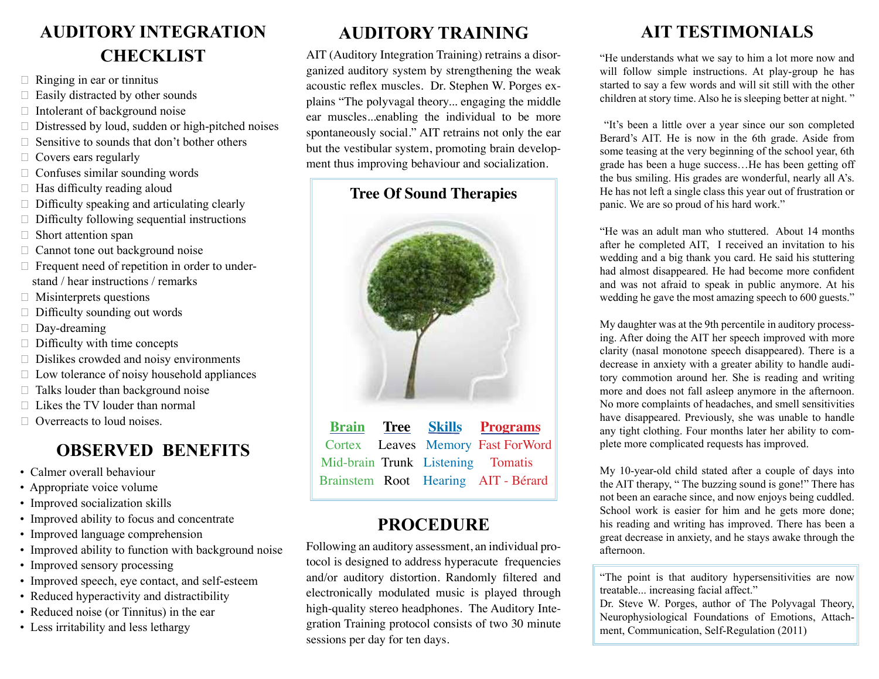## AUDITORY INTEGRATION CHECKLIST

- ☐ Ringing in ear or tinnitus
- ☐ Easily distracted by other sounds
- ☐ Intolerant of background noise
- ☐ Distressed by loud, sudden or high-pitched noises
- ☐ Sensitive to sounds that don't bother others
- ☐ Covers ears regularly
- ☐ Confuses similar sounding words
- ☐ Has difficulty reading aloud
- ☐ Difficulty speaking and articulating clearly
- ☐ Difficulty following sequential instructions
- ☐ Short attention span
- ☐ Cannot tone out background noise
- ☐ Frequent need of repetition in order to understand / hear instructions / remarks
- ☐ Misinterprets questions
- ☐ Difficulty sounding out words
- ☐ Day-dreaming
- ☐ Difficulty with time concepts
- ☐ Dislikes crowded and noisy environments
- ☐ Low tolerance of noisy household appliances
- ☐ Talks louder than background noise
- ☐ Likes the TV louder than normal
- ☐ Overreacts to loud noises.

## OBSERVED BENEFITS

- Calmer overall behaviour
- Appropriate voice volume
- Improved socialization skills
- Improved ability to focus and concentrate
- Improved language comprehension
- Improved ability to function with background noise
- Improved sensory processing
- Improved speech, eye contact, and self-esteem
- Reduced hyperactivity and distractibility
- Reduced noise (or Tinnitus) in the ear
- Less irritability and less lethargy

## AUDITORY TRAINING

AIT (Auditory Integration Training) retrains a disorganized auditory system by strengthening the weak acoustic reflex muscles. Dr. Stephen W. Porges explains "The polyvagal theory... engaging the middle ear muscles...enabling the individual to be more spontaneously social." AIT retrains not only the ear but the vestibular system, promoting brain development thus improving behaviour and socialization.

### Tree Of Sound Therapies

| Brain | Tree | Skills | Programs |
|---|---|---|---|
| Cortex | Leaves | Memory | Fast ForWord |
| Mid-brain | Trunk | Listening | Tomatis |
| Brainstem | Root | Hearing | AIT - Bérard |

## PROCEDURE

Following an auditory assessment, an individual protocol is designed to address hyperacute frequencies and/or auditory distortion. Randomly filtered and electronically modulated music is played through high-quality stereo headphones. The Auditory Integration Training protocol consists of two 30 minute sessions per day for ten days.

## AIT TESTIMONIALS

"He understands what we say to him a lot more now and will follow simple instructions. At play-group he has started to say a few words and will sit still with the other children at story time. Also he is sleeping better at night. "

"It's been a little over a year since our son completed Berard's AIT. He is now in the 6th grade. Aside from some teasing at the very beginning of the school year, 6th grade has been a huge success…He has been getting off the bus smiling. His grades are wonderful, nearly all A's. He has not left a single class this year out of frustration or panic. We are so proud of his hard work."

"He was an adult man who stuttered. About 14 months after he completed AIT, I received an invitation to his wedding and a big thank you card. He said his stuttering had almost disappeared. He had become more confident and was not afraid to speak in public anymore. At his wedding he gave the most amazing speech to 600 guests."

My daughter was at the 9th percentile in auditory processing. After doing the AIT her speech improved with more clarity (nasal monotone speech disappeared). There is a decrease in anxiety with a greater ability to handle auditory commotion around her. She is reading and writing more and does not fall asleep anymore in the afternoon. No more complaints of headaches, and smell sensitivities have disappeared. Previously, she was unable to handle any tight clothing. Four months later her ability to complete more complicated requests has improved.

My 10-year-old child stated after a couple of days into the AIT therapy, " The buzzing sound is gone!" There has not been an earache since, and now enjoys being cuddled. School work is easier for him and he gets more done; his reading and writing has improved. There has been a great decrease in anxiety, and he stays awake through the afternoon.

> "The point is that auditory hypersensitivities are now treatable... increasing facial affect."
> Dr. Steve W. Porges, author of The Polyvagal Theory, Neurophysiological Foundations of Emotions, Attachment, Communication, Self-Regulation (2011)